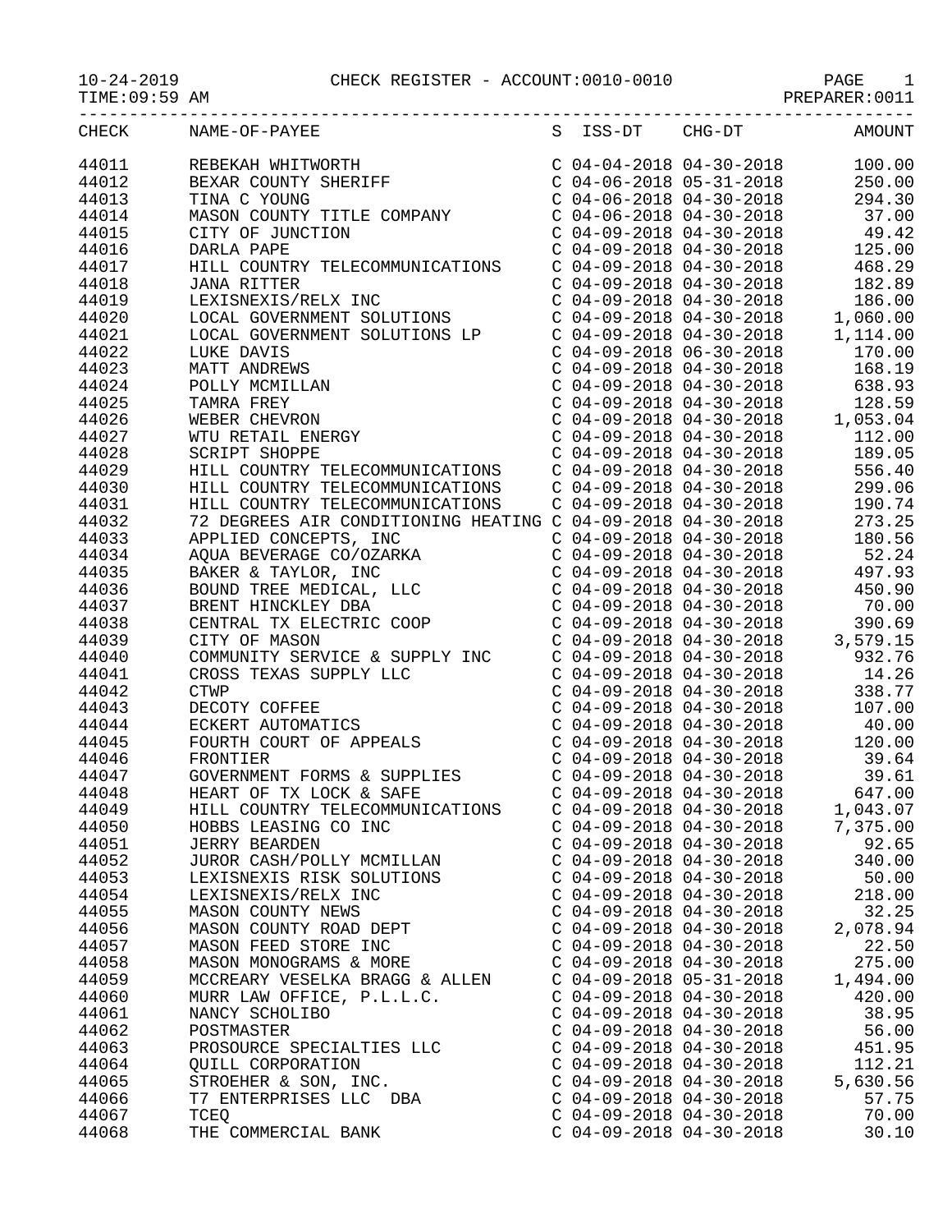10-24-2019 CHECK REGISTER - ACCOUNT:0010-0010 PAGE 1
TIME:09:59 AM PREPARER:0011

| CHECK | NAME-OF-PAYEE | S | ISS-DT | CHG-DT | AMOUNT |
|---|---|---|---|---|---|
| 44011 | REBEKAH WHITWORTH | C | 04-04-2018 | 04-30-2018 | 100.00 |
| 44012 | BEXAR COUNTY SHERIFF | C | 04-06-2018 | 05-31-2018 | 250.00 |
| 44013 | TINA C YOUNG | C | 04-06-2018 | 04-30-2018 | 294.30 |
| 44014 | MASON COUNTY TITLE COMPANY | C | 04-06-2018 | 04-30-2018 | 37.00 |
| 44015 | CITY OF JUNCTION | C | 04-09-2018 | 04-30-2018 | 49.42 |
| 44016 | DARLA PAPE | C | 04-09-2018 | 04-30-2018 | 125.00 |
| 44017 | HILL COUNTRY TELECOMMUNICATIONS | C | 04-09-2018 | 04-30-2018 | 468.29 |
| 44018 | JANA RITTER | C | 04-09-2018 | 04-30-2018 | 182.89 |
| 44019 | LEXISNEXIS/RELX INC | C | 04-09-2018 | 04-30-2018 | 186.00 |
| 44020 | LOCAL GOVERNMENT SOLUTIONS | C | 04-09-2018 | 04-30-2018 | 1,060.00 |
| 44021 | LOCAL GOVERNMENT SOLUTIONS LP | C | 04-09-2018 | 04-30-2018 | 1,114.00 |
| 44022 | LUKE DAVIS | C | 04-09-2018 | 06-30-2018 | 170.00 |
| 44023 | MATT ANDREWS | C | 04-09-2018 | 04-30-2018 | 168.19 |
| 44024 | POLLY MCMILLAN | C | 04-09-2018 | 04-30-2018 | 638.93 |
| 44025 | TAMRA FREY | C | 04-09-2018 | 04-30-2018 | 128.59 |
| 44026 | WEBER CHEVRON | C | 04-09-2018 | 04-30-2018 | 1,053.04 |
| 44027 | WTU RETAIL ENERGY | C | 04-09-2018 | 04-30-2018 | 112.00 |
| 44028 | SCRIPT SHOPPE | C | 04-09-2018 | 04-30-2018 | 189.05 |
| 44029 | HILL COUNTRY TELECOMMUNICATIONS | C | 04-09-2018 | 04-30-2018 | 556.40 |
| 44030 | HILL COUNTRY TELECOMMUNICATIONS | C | 04-09-2018 | 04-30-2018 | 299.06 |
| 44031 | HILL COUNTRY TELECOMMUNICATIONS | C | 04-09-2018 | 04-30-2018 | 190.74 |
| 44032 | 72 DEGREES AIR CONDITIONING HEATING | C | 04-09-2018 | 04-30-2018 | 273.25 |
| 44033 | APPLIED CONCEPTS, INC | C | 04-09-2018 | 04-30-2018 | 180.56 |
| 44034 | AQUA BEVERAGE CO/OZARKA | C | 04-09-2018 | 04-30-2018 | 52.24 |
| 44035 | BAKER & TAYLOR, INC | C | 04-09-2018 | 04-30-2018 | 497.93 |
| 44036 | BOUND TREE MEDICAL, LLC | C | 04-09-2018 | 04-30-2018 | 450.90 |
| 44037 | BRENT HINCKLEY DBA | C | 04-09-2018 | 04-30-2018 | 70.00 |
| 44038 | CENTRAL TX ELECTRIC COOP | C | 04-09-2018 | 04-30-2018 | 390.69 |
| 44039 | CITY OF MASON | C | 04-09-2018 | 04-30-2018 | 3,579.15 |
| 44040 | COMMUNITY SERVICE & SUPPLY INC | C | 04-09-2018 | 04-30-2018 | 932.76 |
| 44041 | CROSS TEXAS SUPPLY LLC | C | 04-09-2018 | 04-30-2018 | 14.26 |
| 44042 | CTWP | C | 04-09-2018 | 04-30-2018 | 338.77 |
| 44043 | DECOTY COFFEE | C | 04-09-2018 | 04-30-2018 | 107.00 |
| 44044 | ECKERT AUTOMATICS | C | 04-09-2018 | 04-30-2018 | 40.00 |
| 44045 | FOURTH COURT OF APPEALS | C | 04-09-2018 | 04-30-2018 | 120.00 |
| 44046 | FRONTIER | C | 04-09-2018 | 04-30-2018 | 39.64 |
| 44047 | GOVERNMENT FORMS & SUPPLIES | C | 04-09-2018 | 04-30-2018 | 39.61 |
| 44048 | HEART OF TX LOCK & SAFE | C | 04-09-2018 | 04-30-2018 | 647.00 |
| 44049 | HILL COUNTRY TELECOMMUNICATIONS | C | 04-09-2018 | 04-30-2018 | 1,043.07 |
| 44050 | HOBBS LEASING CO INC | C | 04-09-2018 | 04-30-2018 | 7,375.00 |
| 44051 | JERRY BEARDEN | C | 04-09-2018 | 04-30-2018 | 92.65 |
| 44052 | JUROR CASH/POLLY MCMILLAN | C | 04-09-2018 | 04-30-2018 | 340.00 |
| 44053 | LEXISNEXIS RISK SOLUTIONS | C | 04-09-2018 | 04-30-2018 | 50.00 |
| 44054 | LEXISNEXIS/RELX INC | C | 04-09-2018 | 04-30-2018 | 218.00 |
| 44055 | MASON COUNTY NEWS | C | 04-09-2018 | 04-30-2018 | 32.25 |
| 44056 | MASON COUNTY ROAD DEPT | C | 04-09-2018 | 04-30-2018 | 2,078.94 |
| 44057 | MASON FEED STORE INC | C | 04-09-2018 | 04-30-2018 | 22.50 |
| 44058 | MASON MONOGRAMS & MORE | C | 04-09-2018 | 04-30-2018 | 275.00 |
| 44059 | MCCREARY VESELKA BRAGG & ALLEN | C | 04-09-2018 | 05-31-2018 | 1,494.00 |
| 44060 | MURR LAW OFFICE, P.L.L.C. | C | 04-09-2018 | 04-30-2018 | 420.00 |
| 44061 | NANCY SCHOLIBO | C | 04-09-2018 | 04-30-2018 | 38.95 |
| 44062 | POSTMASTER | C | 04-09-2018 | 04-30-2018 | 56.00 |
| 44063 | PROSOURCE SPECIALTIES LLC | C | 04-09-2018 | 04-30-2018 | 451.95 |
| 44064 | QUILL CORPORATION | C | 04-09-2018 | 04-30-2018 | 112.21 |
| 44065 | STROEHER & SON, INC. | C | 04-09-2018 | 04-30-2018 | 5,630.56 |
| 44066 | T7 ENTERPRISES LLC DBA | C | 04-09-2018 | 04-30-2018 | 57.75 |
| 44067 | TCEQ | C | 04-09-2018 | 04-30-2018 | 70.00 |
| 44068 | THE COMMERCIAL BANK | C | 04-09-2018 | 04-30-2018 | 30.10 |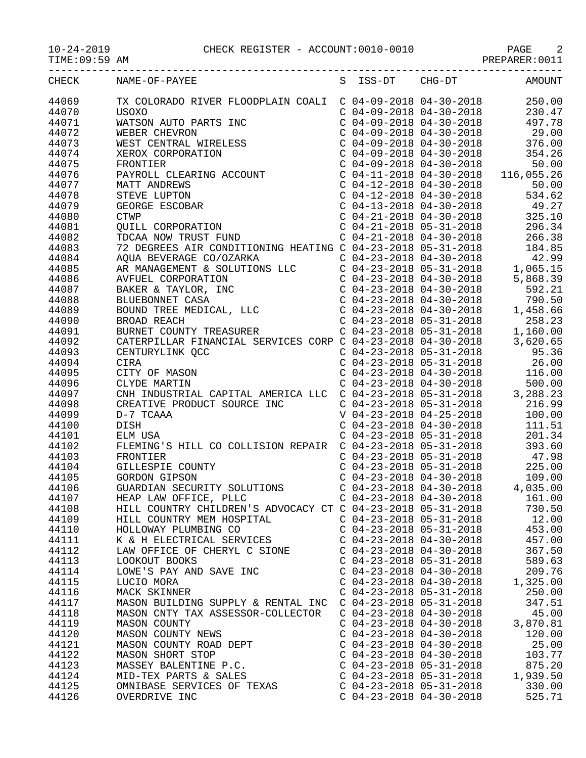CHECK REGISTER - ACCOUNT:0010-0010

| CHECK | NAME-OF-PAYEE | S | ISS-DT | CHG-DT | AMOUNT |
|---|---|---|---|---|---|
| 44069 | TX COLORADO RIVER FLOODPLAIN COALI | C | 04-09-2018 | 04-30-2018 | 250.00 |
| 44070 | USOXO | C | 04-09-2018 | 04-30-2018 | 230.47 |
| 44071 | WATSON AUTO PARTS INC | C | 04-09-2018 | 04-30-2018 | 497.78 |
| 44072 | WEBER CHEVRON | C | 04-09-2018 | 04-30-2018 | 29.00 |
| 44073 | WEST CENTRAL WIRELESS | C | 04-09-2018 | 04-30-2018 | 376.00 |
| 44074 | XEROX CORPORATION | C | 04-09-2018 | 04-30-2018 | 354.26 |
| 44075 | FRONTIER | C | 04-09-2018 | 04-30-2018 | 50.00 |
| 44076 | PAYROLL CLEARING ACCOUNT | C | 04-11-2018 | 04-30-2018 | 116,055.26 |
| 44077 | MATT ANDREWS | C | 04-12-2018 | 04-30-2018 | 50.00 |
| 44078 | STEVE LUPTON | C | 04-12-2018 | 04-30-2018 | 534.62 |
| 44079 | GEORGE ESCOBAR | C | 04-13-2018 | 04-30-2018 | 49.27 |
| 44080 | CTWP | C | 04-21-2018 | 04-30-2018 | 325.10 |
| 44081 | QUILL CORPORATION | C | 04-21-2018 | 05-31-2018 | 296.34 |
| 44082 | TDCAA NOW TRUST FUND | C | 04-21-2018 | 04-30-2018 | 266.38 |
| 44083 | 72 DEGREES AIR CONDITIONING HEATING | C | 04-23-2018 | 05-31-2018 | 184.85 |
| 44084 | AQUA BEVERAGE CO/OZARKA | C | 04-23-2018 | 04-30-2018 | 42.99 |
| 44085 | AR MANAGEMENT & SOLUTIONS LLC | C | 04-23-2018 | 05-31-2018 | 1,065.15 |
| 44086 | AVFUEL CORPORATION | C | 04-23-2018 | 04-30-2018 | 5,868.39 |
| 44087 | BAKER & TAYLOR, INC | C | 04-23-2018 | 04-30-2018 | 592.21 |
| 44088 | BLUEBONNET CASA | C | 04-23-2018 | 04-30-2018 | 790.50 |
| 44089 | BOUND TREE MEDICAL, LLC | C | 04-23-2018 | 04-30-2018 | 1,458.66 |
| 44090 | BROAD REACH | C | 04-23-2018 | 05-31-2018 | 258.23 |
| 44091 | BURNET COUNTY TREASURER | C | 04-23-2018 | 05-31-2018 | 1,160.00 |
| 44092 | CATERPILLAR FINANCIAL SERVICES CORP | C | 04-23-2018 | 04-30-2018 | 3,620.65 |
| 44093 | CENTURYLINK QCC | C | 04-23-2018 | 05-31-2018 | 95.36 |
| 44094 | CIRA | C | 04-23-2018 | 05-31-2018 | 26.00 |
| 44095 | CITY OF MASON | C | 04-23-2018 | 04-30-2018 | 116.00 |
| 44096 | CLYDE MARTIN | C | 04-23-2018 | 04-30-2018 | 500.00 |
| 44097 | CNH INDUSTRIAL CAPITAL AMERICA LLC | C | 04-23-2018 | 05-31-2018 | 3,288.23 |
| 44098 | CREATIVE PRODUCT SOURCE INC | C | 04-23-2018 | 05-31-2018 | 216.99 |
| 44099 | D-7 TCAAA | V | 04-23-2018 | 04-25-2018 | 100.00 |
| 44100 | DISH | C | 04-23-2018 | 04-30-2018 | 111.51 |
| 44101 | ELM USA | C | 04-23-2018 | 05-31-2018 | 201.34 |
| 44102 | FLEMING'S HILL CO COLLISION REPAIR | C | 04-23-2018 | 05-31-2018 | 393.60 |
| 44103 | FRONTIER | C | 04-23-2018 | 05-31-2018 | 47.98 |
| 44104 | GILLESPIE COUNTY | C | 04-23-2018 | 05-31-2018 | 225.00 |
| 44105 | GORDON GIPSON | C | 04-23-2018 | 04-30-2018 | 109.00 |
| 44106 | GUARDIAN SECURITY SOLUTIONS | C | 04-23-2018 | 04-30-2018 | 4,035.00 |
| 44107 | HEAP LAW OFFICE, PLLC | C | 04-23-2018 | 04-30-2018 | 161.00 |
| 44108 | HILL COUNTRY CHILDREN'S ADVOCACY CT | C | 04-23-2018 | 05-31-2018 | 730.50 |
| 44109 | HILL COUNTRY MEM HOSPITAL | C | 04-23-2018 | 05-31-2018 | 12.00 |
| 44110 | HOLLOWAY PLUMBING CO | C | 04-23-2018 | 05-31-2018 | 453.00 |
| 44111 | K & H ELECTRICAL SERVICES | C | 04-23-2018 | 04-30-2018 | 457.00 |
| 44112 | LAW OFFICE OF CHERYL C SIONE | C | 04-23-2018 | 04-30-2018 | 367.50 |
| 44113 | LOOKOUT BOOKS | C | 04-23-2018 | 05-31-2018 | 589.63 |
| 44114 | LOWE'S PAY AND SAVE INC | C | 04-23-2018 | 04-30-2018 | 209.76 |
| 44115 | LUCIO MORA | C | 04-23-2018 | 04-30-2018 | 1,325.00 |
| 44116 | MACK SKINNER | C | 04-23-2018 | 05-31-2018 | 250.00 |
| 44117 | MASON BUILDING SUPPLY & RENTAL INC | C | 04-23-2018 | 05-31-2018 | 347.51 |
| 44118 | MASON CNTY TAX ASSESSOR-COLLECTOR | C | 04-23-2018 | 04-30-2018 | 45.00 |
| 44119 | MASON COUNTY | C | 04-23-2018 | 04-30-2018 | 3,870.81 |
| 44120 | MASON COUNTY NEWS | C | 04-23-2018 | 04-30-2018 | 120.00 |
| 44121 | MASON COUNTY ROAD DEPT | C | 04-23-2018 | 04-30-2018 | 25.00 |
| 44122 | MASON SHORT STOP | C | 04-23-2018 | 04-30-2018 | 103.77 |
| 44123 | MASSEY BALENTINE P.C. | C | 04-23-2018 | 05-31-2018 | 875.20 |
| 44124 | MID-TEX PARTS & SALES | C | 04-23-2018 | 05-31-2018 | 1,939.50 |
| 44125 | OMNIBASE SERVICES OF TEXAS | C | 04-23-2018 | 05-31-2018 | 330.00 |
| 44126 | OVERDRIVE INC | C | 04-23-2018 | 04-30-2018 | 525.71 |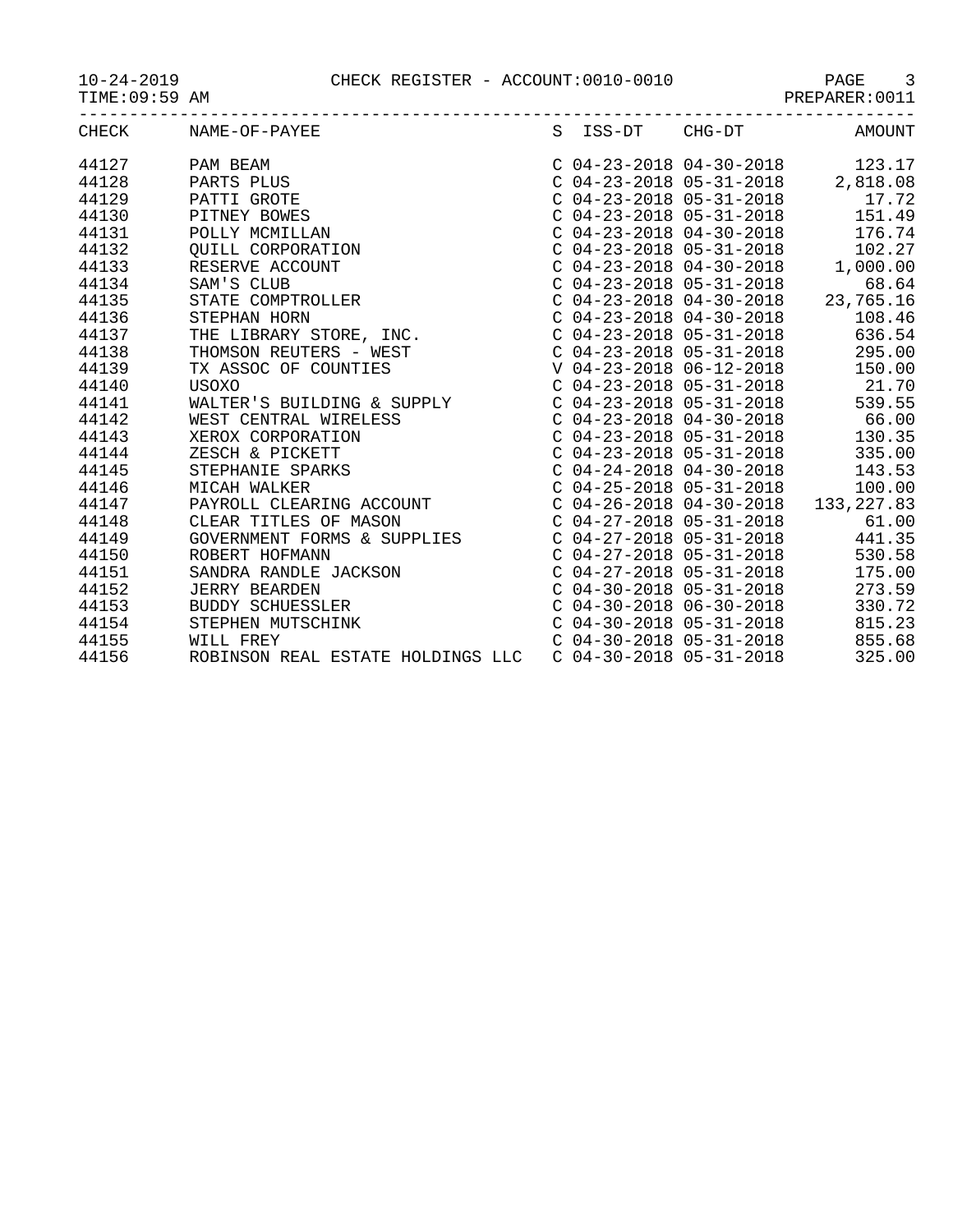CHECK REGISTER - ACCOUNT:0010-0010

TIME:09:59 AM

PREPARER:0011

| CHECK | NAME-OF-PAYEE | S | ISS-DT | CHG-DT | AMOUNT |
|---|---|---|---|---|---|
| 44127 | PAM BEAM | C | 04-23-2018 | 04-30-2018 | 123.17 |
| 44128 | PARTS PLUS | C | 04-23-2018 | 05-31-2018 | 2,818.08 |
| 44129 | PATTI GROTE | C | 04-23-2018 | 05-31-2018 | 17.72 |
| 44130 | PITNEY BOWES | C | 04-23-2018 | 05-31-2018 | 151.49 |
| 44131 | POLLY MCMILLAN | C | 04-23-2018 | 04-30-2018 | 176.74 |
| 44132 | QUILL CORPORATION | C | 04-23-2018 | 05-31-2018 | 102.27 |
| 44133 | RESERVE ACCOUNT | C | 04-23-2018 | 04-30-2018 | 1,000.00 |
| 44134 | SAM'S CLUB | C | 04-23-2018 | 05-31-2018 | 68.64 |
| 44135 | STATE COMPTROLLER | C | 04-23-2018 | 04-30-2018 | 23,765.16 |
| 44136 | STEPHAN HORN | C | 04-23-2018 | 04-30-2018 | 108.46 |
| 44137 | THE LIBRARY STORE, INC. | C | 04-23-2018 | 05-31-2018 | 636.54 |
| 44138 | THOMSON REUTERS - WEST | C | 04-23-2018 | 05-31-2018 | 295.00 |
| 44139 | TX ASSOC OF COUNTIES | V | 04-23-2018 | 06-12-2018 | 150.00 |
| 44140 | USOXO | C | 04-23-2018 | 05-31-2018 | 21.70 |
| 44141 | WALTER'S BUILDING & SUPPLY | C | 04-23-2018 | 05-31-2018 | 539.55 |
| 44142 | WEST CENTRAL WIRELESS | C | 04-23-2018 | 04-30-2018 | 66.00 |
| 44143 | XEROX CORPORATION | C | 04-23-2018 | 05-31-2018 | 130.35 |
| 44144 | ZESCH & PICKETT | C | 04-23-2018 | 05-31-2018 | 335.00 |
| 44145 | STEPHANIE SPARKS | C | 04-24-2018 | 04-30-2018 | 143.53 |
| 44146 | MICAH WALKER | C | 04-25-2018 | 05-31-2018 | 100.00 |
| 44147 | PAYROLL CLEARING ACCOUNT | C | 04-26-2018 | 04-30-2018 | 133,227.83 |
| 44148 | CLEAR TITLES OF MASON | C | 04-27-2018 | 05-31-2018 | 61.00 |
| 44149 | GOVERNMENT FORMS & SUPPLIES | C | 04-27-2018 | 05-31-2018 | 441.35 |
| 44150 | ROBERT HOFMANN | C | 04-27-2018 | 05-31-2018 | 530.58 |
| 44151 | SANDRA RANDLE JACKSON | C | 04-27-2018 | 05-31-2018 | 175.00 |
| 44152 | JERRY BEARDEN | C | 04-30-2018 | 05-31-2018 | 273.59 |
| 44153 | BUDDY SCHUESSLER | C | 04-30-2018 | 06-30-2018 | 330.72 |
| 44154 | STEPHEN MUTSCHINK | C | 04-30-2018 | 05-31-2018 | 815.23 |
| 44155 | WILL FREY | C | 04-30-2018 | 05-31-2018 | 855.68 |
| 44156 | ROBINSON REAL ESTATE HOLDINGS LLC | C | 04-30-2018 | 05-31-2018 | 325.00 |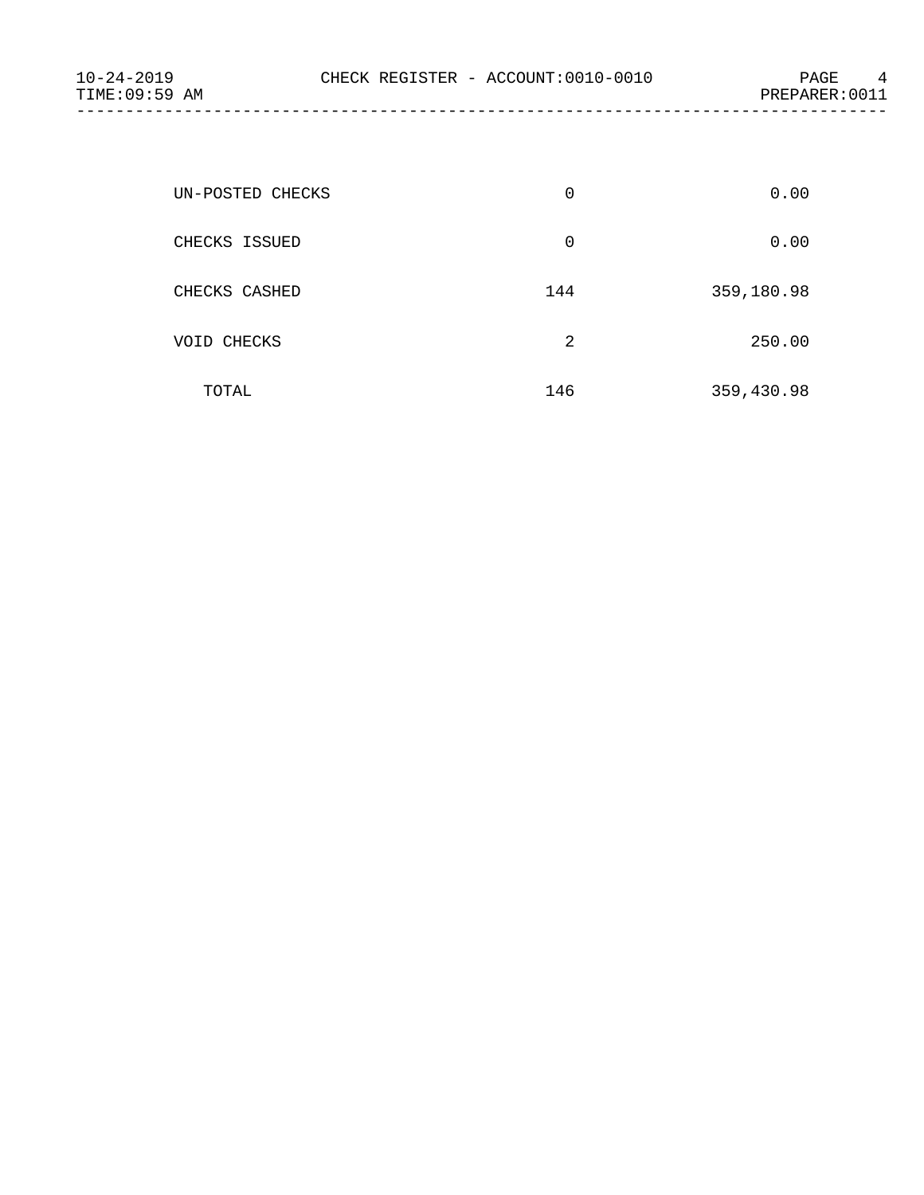| | | |
|---|---|---|
| UN-POSTED CHECKS | 0 | 0.00 |
| CHECKS ISSUED | 0 | 0.00 |
| CHECKS CASHED | 144 | 359,180.98 |
| VOID CHECKS | 2 | 250.00 |
| TOTAL | 146 | 359,430.98 |